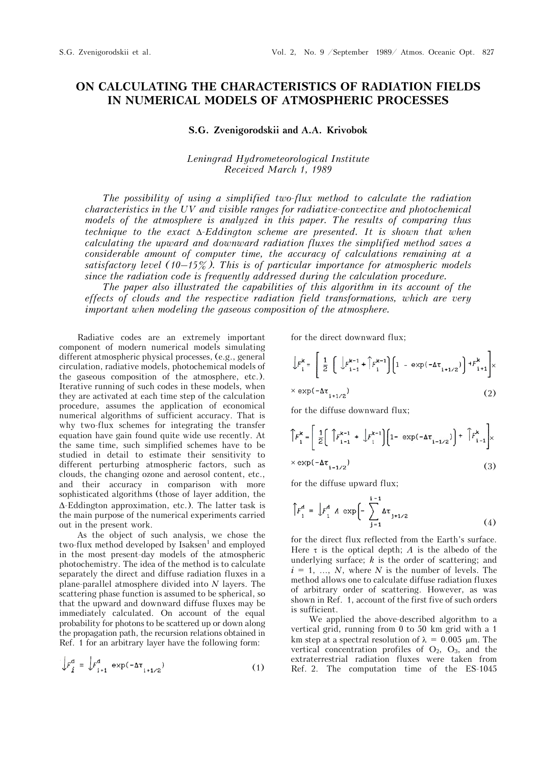# ON CALCULATING THE CHARACTERISTICS OF RADIATION FIELDS IN NUMERICAL MODELS OF ATMOSPHERIC PROCESSES

**S.G. Zvenigorodskii and A.A. Krivobok**

*Leningrad Hydrometeorological Institute*
*Received March 1, 1989*

*The possibility of using a simplified two-flux method to calculate the radiation characteristics in the UV and visible ranges for radiative-convective and photochemical models of the atmosphere is analyzed in this paper. The results of comparing thus technique to the exact Δ-Eddington scheme are presented. It is shown that when calculating the upward and downward radiation fluxes the simplified method saves a considerable amount of computer time, the accuracy of calculations remaining at a satisfactory level (10–15%). This is of particular importance for atmospheric models since the radiation code is frequently addressed during the calculation procedure.*

*The paper also illustrated the capabilities of this algorithm in its account of the effects of clouds and the respective radiation field transformations, which are very important when modeling the gaseous composition of the atmosphere.*

Radiative codes are an extremely important component of modern numerical models simulating different atmospheric physical processes, (e.g., general circulation, radiative models, photochemical models of the gaseous composition of the atmosphere, etc.). Iterative running of such codes in these models, when they are activated at each time step of the calculation procedure, assumes the application of economical numerical algorithms of sufficient accuracy. That is why two-flux schemes for integrating the transfer equation have gain found quite wide use recently. At the same time, such simplified schemes have to be studied in detail to estimate their sensitivity to different perturbing atmospheric factors, such as clouds, the changing ozone and aerosol content, etc., and their accuracy in comparison with more sophisticated algorithms (those of layer addition, the Δ-Eddington approximation, etc.). The latter task is the main purpose of the numerical experiments carried out in the present work.

As the object of such analysis, we chose the two-flux method developed by Isaksen[1] and employed in the most present-day models of the atmospheric photochemistry. The idea of the method is to calculate separately the direct and diffuse radiation fluxes in a plane-parallel atmosphere divided into $N$ layers. The scattering phase function is assumed to be spherical, so that the upward and downward diffuse fluxes may be immediately calculated. On account of the equal probability for photons to be scattered up or down along the propagation path, the recursion relations obtained in Ref. 1 for an arbitrary layer have the following form:

$$\downarrow F_i^d = \downarrow F_{i+1}^d \exp(-\Delta\tau_{i+1/2}) \tag{1}$$

for the direct downward flux;

$$\downarrow F_i^k = \left[ \frac{1}{2} \left( \downarrow F_{i-1}^{k-1} + \uparrow F_i^{k-1} \right) \left( 1 - \exp(-\Delta\tau_{i+1/2}) \right) + F_{i+1}^k \right] \times \exp(-\Delta\tau_{i+1/2}) \tag{2}$$

for the diffuse downward flux;

$$\uparrow F_i^k = \left[ \frac{1}{2} \left( \uparrow F_{i-1}^{k-1} + \downarrow F_i^{k-1} \right) \left( 1 - \exp(-\Delta\tau_{i-1/2}) \right) + \uparrow F_{i-1}^k \right] \times \exp(-\Delta\tau_{i-1/2}) \tag{3}$$

for the diffuse upward flux;

$$\uparrow F_i^d = \downarrow F_1^d \, A \, \exp\left( - \sum_{j=1}^{i-1} \Delta\tau_{j+1/2} \right) \tag{4}$$

for the direct flux reflected from the Earth's surface. Here $\tau$ is the optical depth; $A$ is the albedo of the underlying surface; $k$ is the order of scattering; and $i = 1, \ldots, N$, where $N$ is the number of levels. The method allows one to calculate diffuse radiation fluxes of arbitrary order of scattering. However, as was shown in Ref. 1, account of the first five of such orders is sufficient.

We applied the above-described algorithm to a vertical grid, running from 0 to 50 km grid with a 1 km step at a spectral resolution of $\lambda = 0.005$ μm. The vertical concentration profiles of $O_2$, $O_3$, and the extraterrestrial radiation fluxes were taken from Ref. 2. The computation time of the ES-1045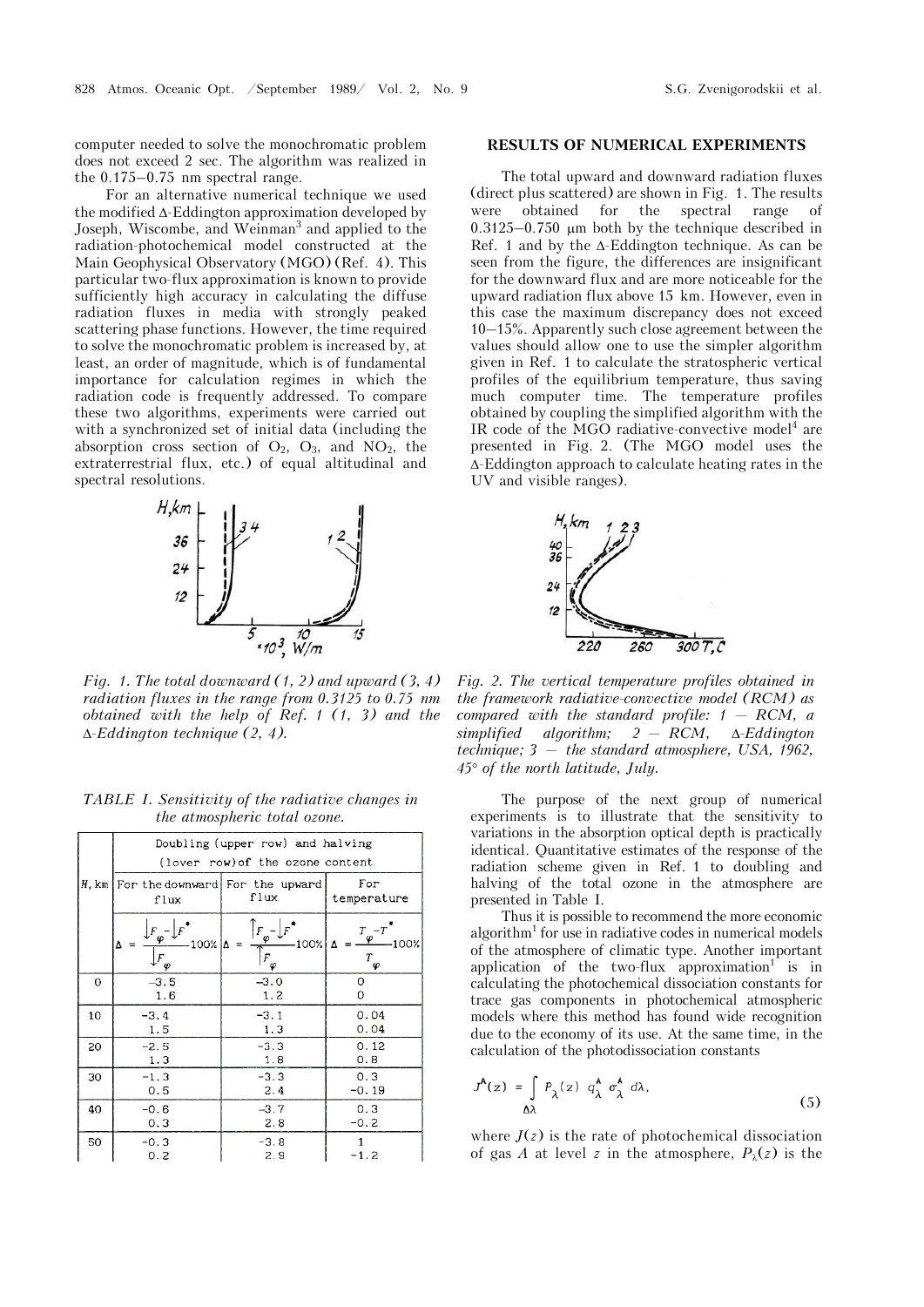computer needed to solve the monochromatic problem does not exceed 2 sec. The algorithm was realized in the 0.175–0.75 nm spectral range.

For an alternative numerical technique we used the modified Δ-Eddington approximation developed by Joseph, Wiscombe, and Weinman[3] and applied to the radiation-photochemical model constructed at the Main Geophysical Observatory (MGO) (Ref. 4). This particular two-flux approximation is known to provide sufficiently high accuracy in calculating the diffuse radiation fluxes in media with strongly peaked scattering phase functions. However, the time required to solve the monochromatic problem is increased by, at least, an order of magnitude, which is of fundamental importance for calculation regimes in which the radiation code is frequently addressed. To compare these two algorithms, experiments were carried out with a synchronized set of initial data (including the absorption cross section of $O_2$, $O_3$, and $NO_2$, the extraterrestrial flux, etc.) of equal altitudinal and spectral resolutions.

*Fig. 1. The total downward (1, 2) and upward (3, 4) radiation fluxes in the range from 0.3125 to 0.75 nm obtained with the help of Ref. 1 (1, 3) and the Δ-Eddington technique (2, 4).*

*TABLE I. Sensitivity of the radiative changes in the atmospheric total ozone.*

| H, km | Doubling (upper row) and halving (lover row) of the ozone content | | |
|---|---|---|---|
| | For the downward flux | For the upward flux | For temperature |
| | $\Delta = \frac{\downarrow F_\varphi - \downarrow F^*}{\downarrow F_\varphi} 100\%$ | $\Delta = \frac{\uparrow F_\varphi - \downarrow F^*}{\uparrow F_\varphi} 100\%$ | $\Delta = \frac{T_\varphi - T^*}{T_\varphi} 100\%$ |
| 0 | −3.5<br>1.6 | −3.0<br>1.2 | 0<br>0 |
| 10 | −3.4<br>1.5 | −3.1<br>1.3 | 0.04<br>0.04 |
| 20 | −2.5<br>1.3 | −3.3<br>1.8 | 0.12<br>0.8 |
| 30 | −1.3<br>0.5 | −3.3<br>2.4 | 0.3<br>−0.19 |
| 40 | −0.6<br>0.3 | −3.7<br>2.8 | 0.3<br>−0.2 |
| 50 | −0.3<br>0.2 | −3.8<br>2.9 | 1<br>−1.2 |

## RESULTS OF NUMERICAL EXPERIMENTS

The total upward and downward radiation fluxes (direct plus scattered) are shown in Fig. 1. The results were obtained for the spectral range of 0.3125–0.750 μm both by the technique described in Ref. 1 and by the Δ-Eddington technique. As can be seen from the figure, the differences are insignificant for the downward flux and are more noticeable for the upward radiation flux above 15 km. However, even in this case the maximum discrepancy does not exceed 10–15%. Apparently such close agreement between the values should allow one to use the simpler algorithm given in Ref. 1 to calculate the stratospheric vertical profiles of the equilibrium temperature, thus saving much computer time. The temperature profiles obtained by coupling the simplified algorithm with the IR code of the MGO radiative-convective model[4] are presented in Fig. 2. (The MGO model uses the Δ-Eddington approach to calculate heating rates in the UV and visible ranges).

*Fig. 2. The vertical temperature profiles obtained in the framework radiative-convective model (RCM) as compared with the standard profile: 1 – RCM, a simplified algorithm; 2 – RCM, Δ-Eddington technique; 3 – the standard atmosphere, USA, 1962, 45° of the north latitude, July.*

The purpose of the next group of numerical experiments is to illustrate that the sensitivity to variations in the absorption optical depth is practically identical. Quantitative estimates of the response of the radiation scheme given in Ref. 1 to doubling and halving of the total ozone in the atmosphere are presented in Table I.

Thus it is possible to recommend the more economic algorithm[1] for use in radiative codes in numerical models of the atmosphere of climatic type. Another important application of the two-flux approximation[1] is in calculating the photochemical dissociation constants for trace gas components in photochemical atmospheric models where this method has found wide recognition due to the economy of its use. At the same time, in the calculation of the photodissociation constants

$$J^A(z) = \int_{\Delta\lambda} P_\lambda(z)\, q_\lambda^A\, \sigma_\lambda^A\, d\lambda, \tag{5}$$

where $J(z)$ is the rate of photochemical dissociation of gas $A$ at level $z$ in the atmosphere, $P_\lambda(z)$ is the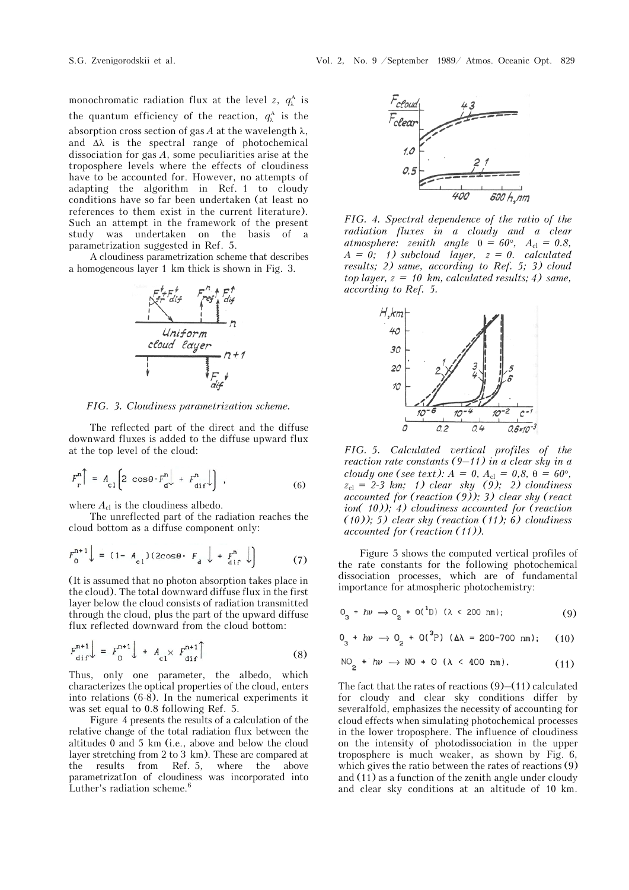monochromatic radiation flux at the level $z$, $q_\lambda^A$ is the quantum efficiency of the reaction, $q_\lambda^A$ is the absorption cross section of gas $A$ at the wavelength $\lambda$, and $\Delta\lambda$ is the spectral range of photochemical dissociation for gas $A$, some peculiarities arise at the troposphere levels where the effects of cloudiness have to be accounted for. However, no attempts of adapting the algorithm in Ref. 1 to cloudy conditions have so far been undertaken (at least no references to them exist in the current literature). Such an attempt in the framework of the present study was undertaken on the basis of a parametrization suggested in Ref. 5.

A cloudiness parametrization scheme that describes a homogeneous layer 1 km thick is shown in Fig. 3.

*FIG. 3. Cloudiness parametrization scheme.*

The reflected part of the direct and the diffuse downward fluxes is added to the diffuse upward flux at the top level of the cloud:

$$F_r^n\uparrow = A_{cl}\left(2\cos\theta\cdot F_d^n\downarrow + F_{dif}^n\downarrow\right), \tag{6}$$

where $A_{cl}$ is the cloudiness albedo.

The unreflected part of the radiation reaches the cloud bottom as a diffuse component only:

$$F_0^{n+1}\downarrow = (1 - A_{cl})(2\cos\theta\cdot F_d\downarrow + F_{dif}^n\downarrow) \tag{7}$$

(It is assumed that no photon absorption takes place in the cloud). The total downward diffuse flux in the first layer below the cloud consists of radiation transmitted through the cloud, plus the part of the upward diffuse flux reflected downward from the cloud bottom:

$$F_{dif}^{n+1}\downarrow = F_0^{n+1}\downarrow + A_{cl}\times F_{dif}^{n+1}\uparrow \tag{8}$$

Thus, only one parameter, the albedo, which characterizes the optical properties of the cloud, enters into relations (6-8). In the numerical experiments it was set equal to 0.8 following Ref. 5.

Figure 4 presents the results of a calculation of the relative change of the total radiation flux between the altitudes 0 and 5 km (i.e., above and below the cloud layer stretching from 2 to 3 km). These are compared at the results from Ref. 5, where the above parametrizatIon of cloudiness was incorporated into Luther's radiation scheme.[6]

*FIG. 4. Spectral dependence of the ratio of the radiation fluxes in a cloudy and a clear atmosphere: zenith angle $\theta = 60°$, $A_{cl} = 0.8$, $A = 0$; 1) subcloud layer, $z = 0$. calculated results; 2) same, according to Ref. 5; 3) cloud top layer, $z = 10$ km, calculated results; 4) same, according to Ref. 5.*

*FIG. 5. Calculated vertical profiles of the reaction rate constants (9–11) in a clear sky in a cloudy one (see text): $A = 0$, $A_{cl} = 0,8$, $\theta = 60°$, $z_{cl} = 2$-$3$ km; 1) clear sky (9); 2) cloudiness accounted for (reaction (9)); 3) clear sky (react ion( 10)); 4) cloudiness accounted for (reaction (10)); 5) clear sky (reaction (11); 6) cloudiness accounted for (reaction (11)).*

Figure 5 shows the computed vertical profiles of the rate constants for the following photochemical dissociation processes, which are of fundamental importance for atmospheric photochemistry:

$$O_3 + h\nu \rightarrow O_2 + O(^1D)\ (\lambda < 200\ \text{nm}); \tag{9}$$

$$O_3 + h\nu \rightarrow O_2 + O(^3P)\ (\Delta\lambda = 200\text{–}700\ \text{nm}); \tag{10}$$

$$NO_2 + h\nu \rightarrow NO + O\ (\lambda < 400\ \text{nm}). \tag{11}$$

The fact that the rates of reactions (9)–(11) calculated for cloudy and clear sky conditions differ by severalfold, emphasizes the necessity of accounting for cloud effects when simulating photochemical processes in the lower troposphere. The influence of cloudiness on the intensity of photodissociation in the upper troposphere is much weaker, as shown by Fig. 6, which gives the ratio between the rates of reactions (9) and (11) as a function of the zenith angle under cloudy and clear sky conditions at an altitude of 10 km.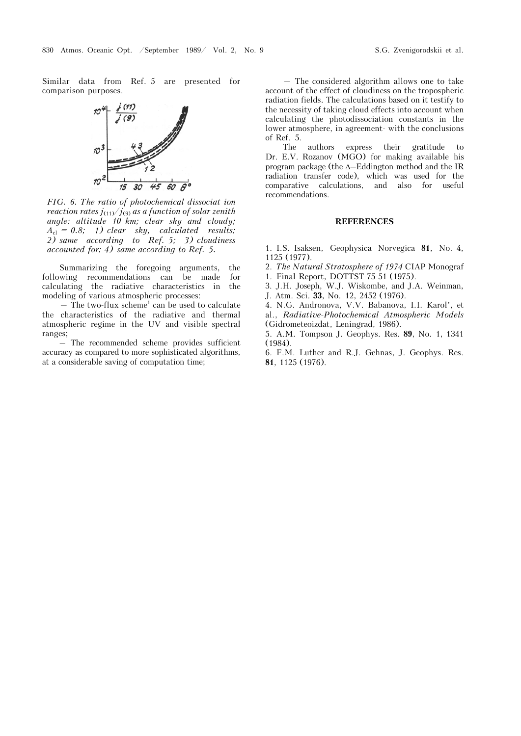Similar data from Ref. 5 are presented for comparison purposes.

$10^4$ $\frac{j(11)}{j(9)}$

$10^3$

$10^2$

4 3

1 2

15 30 45 60 $\theta°$

*FIG. 6. The ratio of photochemical dissociat ion reaction rates $j_{(11)}/j_{(9)}$ as a function of solar zenith angle: altitude 10 km; clear sky and cloudy; $A_{cl} = 0.8$; 1) clear sky, calculated results; 2) same according to Ref. 5; 3) cloudiness accounted for; 4) same according to Ref. 5.*

Summarizing the foregoing arguments, the following recommendations can be made for calculating the radiative characteristics in the modeling of various atmospheric processes:

– The two-flux scheme[1] can be used to calculate the characteristics of the radiative and thermal atmospheric regime in the UV and visible spectral ranges;

– The recommended scheme provides sufficient accuracy as compared to more sophisticated algorithms, at a considerable saving of computation time;

– The considered algorithm allows one to take account of the effect of cloudiness on the tropospheric radiation fields. The calculations based on it testify to the necessity of taking cloud effects into account when calculating the photodissociation constants in the lower atmosphere, in agreement- with the conclusions of Ref. 5.

The authors express their gratitude to Dr. E.V. Rozanov (MGO) for making available his program package (the Δ–Eddington method and the IR radiation transfer code), which was used for the comparative calculations, and also for useful recommendations.

## REFERENCES

1. I.S. Isaksen, Geophysica Norvegica **81**, No. 4, 1125 (1977).
2. *The Natural Stratosphere of 1974* CIAP Monograf 1. Final Report, DOTTST-75-51 (1975).
3. J.H. Joseph, W.J. Wiskombe, and J.A. Weinman, J. Atm. Sci. **33**, No. 12, 2452 (1976).
4. N.G. Andronova, V.V. Babanova, I.I. Karol', et al., *Radiative-Photochemical Atmospheric Models* (Gidrometeoizdat, Leningrad, 1986).
5. A.M. Tompson J. Geophys. Res. **89**, No. 1, 1341 (1984).
6. F.M. Luther and R.J. Gehnas, J. Geophys. Res. **81**, 1125 (1976).